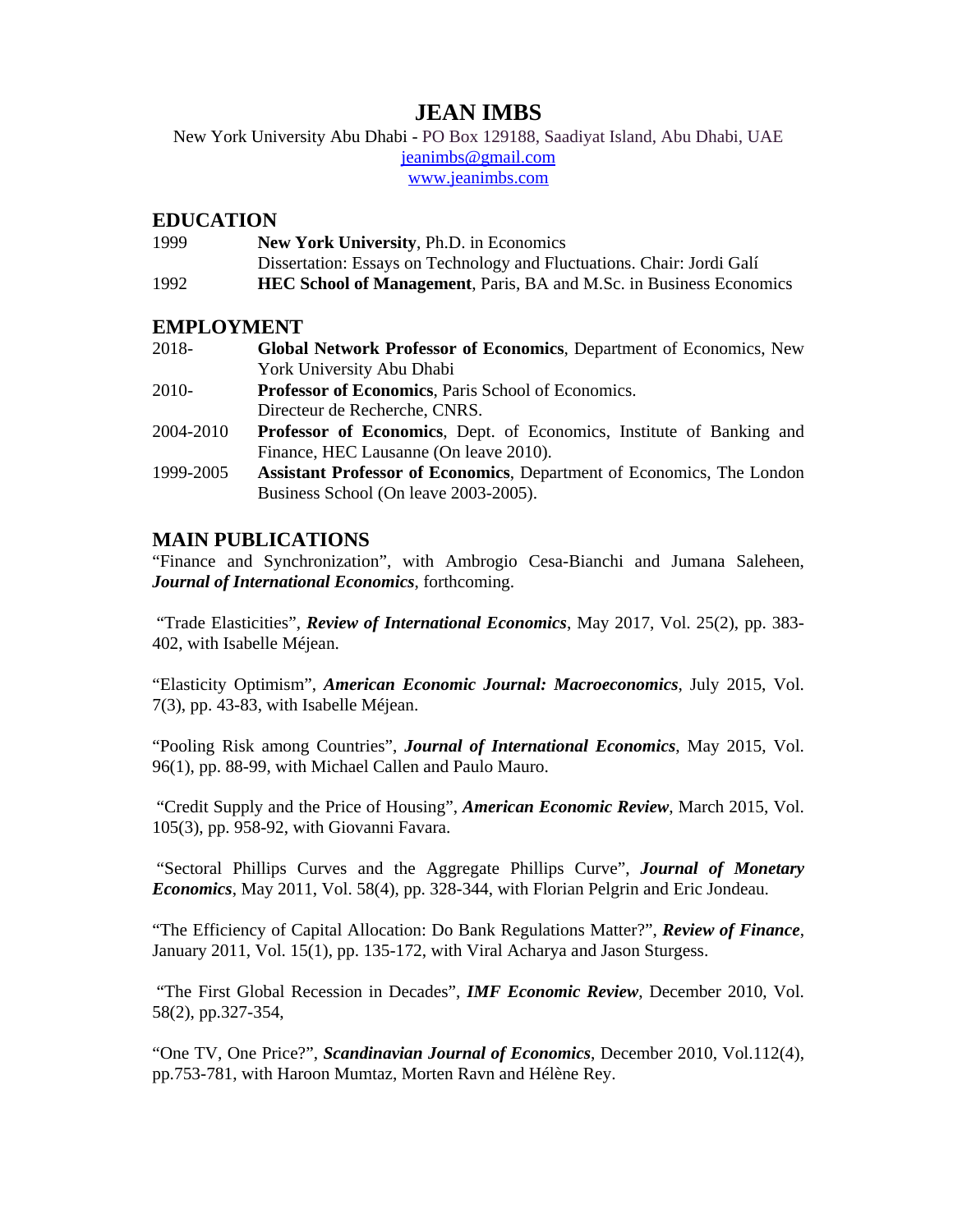# JEAN IMBS

New York University Abu Dhabi - PO Box 129188, Saadiyat Island, Abu Dhabi, UAE
jeanimbs@gmail.com
www.jeanimbs.com

## EDUCATION

1999 **New York University**, Ph.D. in Economics
Dissertation: Essays on Technology and Fluctuations. Chair: Jordi Galí

1992 **HEC School of Management**, Paris, BA and M.Sc. in Business Economics

## EMPLOYMENT

2018- **Global Network Professor of Economics**, Department of Economics, New York University Abu Dhabi

2010- **Professor of Economics**, Paris School of Economics.
Directeur de Recherche, CNRS.

2004-2010 **Professor of Economics**, Dept. of Economics, Institute of Banking and Finance, HEC Lausanne (On leave 2010).

1999-2005 **Assistant Professor of Economics**, Department of Economics, The London Business School (On leave 2003-2005).

## MAIN PUBLICATIONS

"Finance and Synchronization", with Ambrogio Cesa-Bianchi and Jumana Saleheen, ***Journal of International Economics***, forthcoming.

"Trade Elasticities", ***Review of International Economics***, May 2017, Vol. 25(2), pp. 383-402, with Isabelle Méjean.

"Elasticity Optimism", ***American Economic Journal: Macroeconomics***, July 2015, Vol. 7(3), pp. 43-83, with Isabelle Méjean.

"Pooling Risk among Countries", ***Journal of International Economics***, May 2015, Vol. 96(1), pp. 88-99, with Michael Callen and Paulo Mauro.

"Credit Supply and the Price of Housing", ***American Economic Review***, March 2015, Vol. 105(3), pp. 958-92, with Giovanni Favara.

"Sectoral Phillips Curves and the Aggregate Phillips Curve", ***Journal of Monetary Economics***, May 2011, Vol. 58(4), pp. 328-344, with Florian Pelgrin and Eric Jondeau.

"The Efficiency of Capital Allocation: Do Bank Regulations Matter?", ***Review of Finance***, January 2011, Vol. 15(1), pp. 135-172, with Viral Acharya and Jason Sturgess.

"The First Global Recession in Decades", ***IMF Economic Review***, December 2010, Vol. 58(2), pp.327-354,

"One TV, One Price?", ***Scandinavian Journal of Economics***, December 2010, Vol.112(4), pp.753-781, with Haroon Mumtaz, Morten Ravn and Hélène Rey.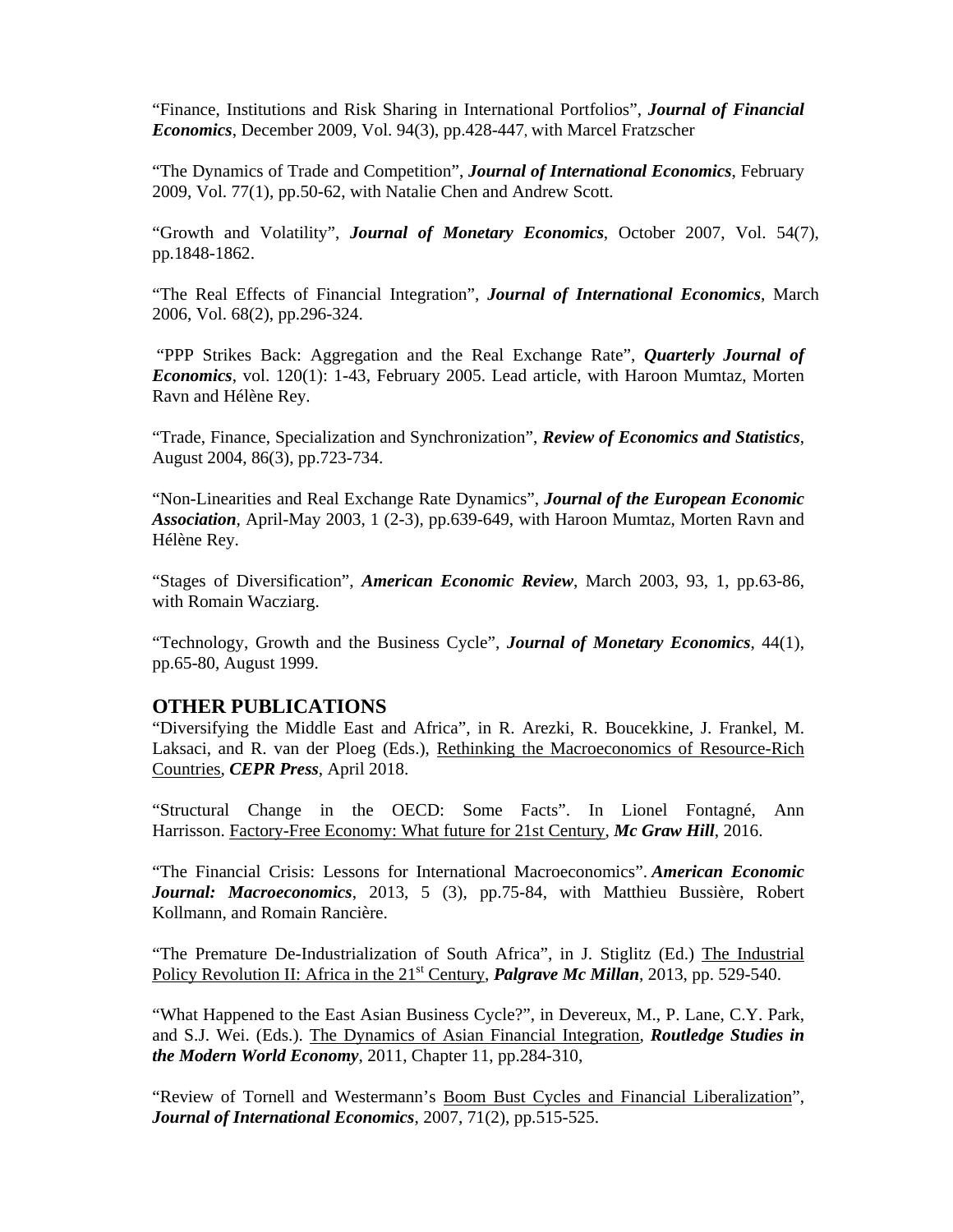"Finance, Institutions and Risk Sharing in International Portfolios", ***Journal of Financial Economics***, December 2009, Vol. 94(3), pp.428-447, with Marcel Fratzscher

"The Dynamics of Trade and Competition", ***Journal of International Economics***, February 2009, Vol. 77(1), pp.50-62, with Natalie Chen and Andrew Scott.

"Growth and Volatility", ***Journal of Monetary Economics***, October 2007, Vol. 54(7), pp.1848-1862.

"The Real Effects of Financial Integration", ***Journal of International Economics***, March 2006, Vol. 68(2), pp.296-324.

"PPP Strikes Back: Aggregation and the Real Exchange Rate", ***Quarterly Journal of Economics***, vol. 120(1): 1-43, February 2005. Lead article, with Haroon Mumtaz, Morten Ravn and Hélène Rey.

"Trade, Finance, Specialization and Synchronization", ***Review of Economics and Statistics***, August 2004, 86(3), pp.723-734.

"Non-Linearities and Real Exchange Rate Dynamics", ***Journal of the European Economic Association***, April-May 2003, 1 (2-3), pp.639-649, with Haroon Mumtaz, Morten Ravn and Hélène Rey.

"Stages of Diversification", ***American Economic Review***, March 2003, 93, 1, pp.63-86, with Romain Wacziarg.

"Technology, Growth and the Business Cycle", ***Journal of Monetary Economics***, 44(1), pp.65-80, August 1999.

## OTHER PUBLICATIONS

"Diversifying the Middle East and Africa", in R. Arezki, R. Boucekkine, J. Frankel, M. Laksaci, and R. van der Ploeg (Eds.), Rethinking the Macroeconomics of Resource-Rich Countries, ***CEPR Press***, April 2018.

"Structural Change in the OECD: Some Facts". In Lionel Fontagné, Ann Harrisson. Factory-Free Economy: What future for 21st Century, ***Mc Graw Hill***, 2016.

"The Financial Crisis: Lessons for International Macroeconomics". ***American Economic Journal: Macroeconomics***, 2013, 5 (3), pp.75-84, with Matthieu Bussière, Robert Kollmann, and Romain Rancière.

"The Premature De-Industrialization of South Africa", in J. Stiglitz (Ed.) The Industrial Policy Revolution II: Africa in the 21st Century, ***Palgrave Mc Millan***, 2013, pp. 529-540.

"What Happened to the East Asian Business Cycle?", in Devereux, M., P. Lane, C.Y. Park, and S.J. Wei. (Eds.). The Dynamics of Asian Financial Integration, ***Routledge Studies in the Modern World Economy***, 2011, Chapter 11, pp.284-310,

"Review of Tornell and Westermann's Boom Bust Cycles and Financial Liberalization", ***Journal of International Economics***, 2007, 71(2), pp.515-525.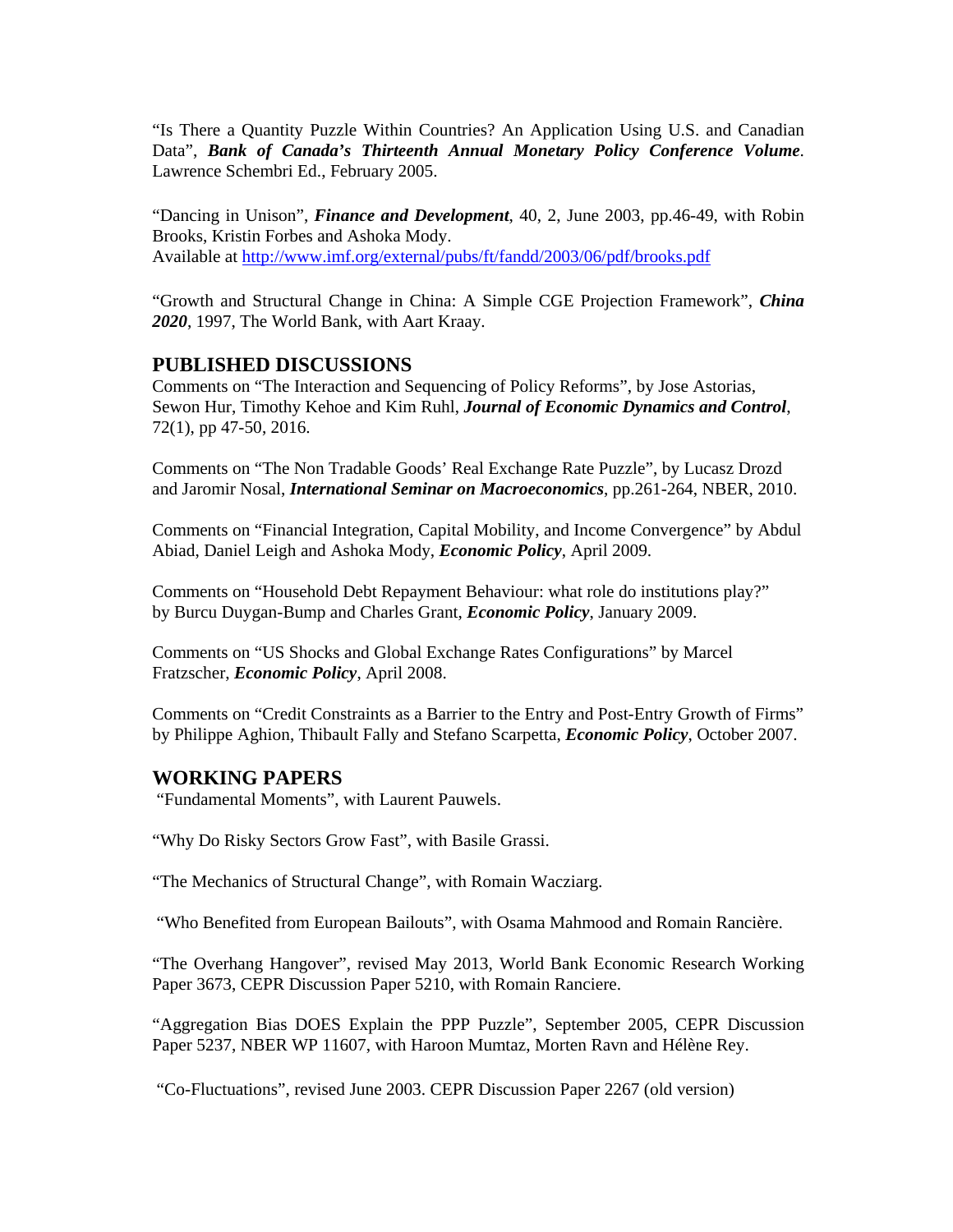"Is There a Quantity Puzzle Within Countries? An Application Using U.S. and Canadian Data", ***Bank of Canada's Thirteenth Annual Monetary Policy Conference Volume***. Lawrence Schembri Ed., February 2005.

"Dancing in Unison", ***Finance and Development***, 40, 2, June 2003, pp.46-49, with Robin Brooks, Kristin Forbes and Ashoka Mody.
Available at http://www.imf.org/external/pubs/ft/fandd/2003/06/pdf/brooks.pdf

"Growth and Structural Change in China: A Simple CGE Projection Framework", ***China 2020***, 1997, The World Bank, with Aart Kraay.

## PUBLISHED DISCUSSIONS

Comments on "The Interaction and Sequencing of Policy Reforms", by Jose Astorias, Sewon Hur, Timothy Kehoe and Kim Ruhl, ***Journal of Economic Dynamics and Control***, 72(1), pp 47-50, 2016.

Comments on "The Non Tradable Goods' Real Exchange Rate Puzzle", by Lucasz Drozd and Jaromir Nosal, ***International Seminar on Macroeconomics***, pp.261-264, NBER, 2010.

Comments on "Financial Integration, Capital Mobility, and Income Convergence" by Abdul Abiad, Daniel Leigh and Ashoka Mody, ***Economic Policy***, April 2009.

Comments on "Household Debt Repayment Behaviour: what role do institutions play?" by Burcu Duygan-Bump and Charles Grant, ***Economic Policy***, January 2009.

Comments on "US Shocks and Global Exchange Rates Configurations" by Marcel Fratzscher, ***Economic Policy***, April 2008.

Comments on "Credit Constraints as a Barrier to the Entry and Post-Entry Growth of Firms" by Philippe Aghion, Thibault Fally and Stefano Scarpetta, ***Economic Policy***, October 2007.

## WORKING PAPERS

"Fundamental Moments", with Laurent Pauwels.

"Why Do Risky Sectors Grow Fast", with Basile Grassi.

"The Mechanics of Structural Change", with Romain Wacziarg.

"Who Benefited from European Bailouts", with Osama Mahmood and Romain Rancière.

"The Overhang Hangover", revised May 2013, World Bank Economic Research Working Paper 3673, CEPR Discussion Paper 5210, with Romain Ranciere.

"Aggregation Bias DOES Explain the PPP Puzzle", September 2005, CEPR Discussion Paper 5237, NBER WP 11607, with Haroon Mumtaz, Morten Ravn and Hélène Rey.

"Co-Fluctuations", revised June 2003. CEPR Discussion Paper 2267 (old version)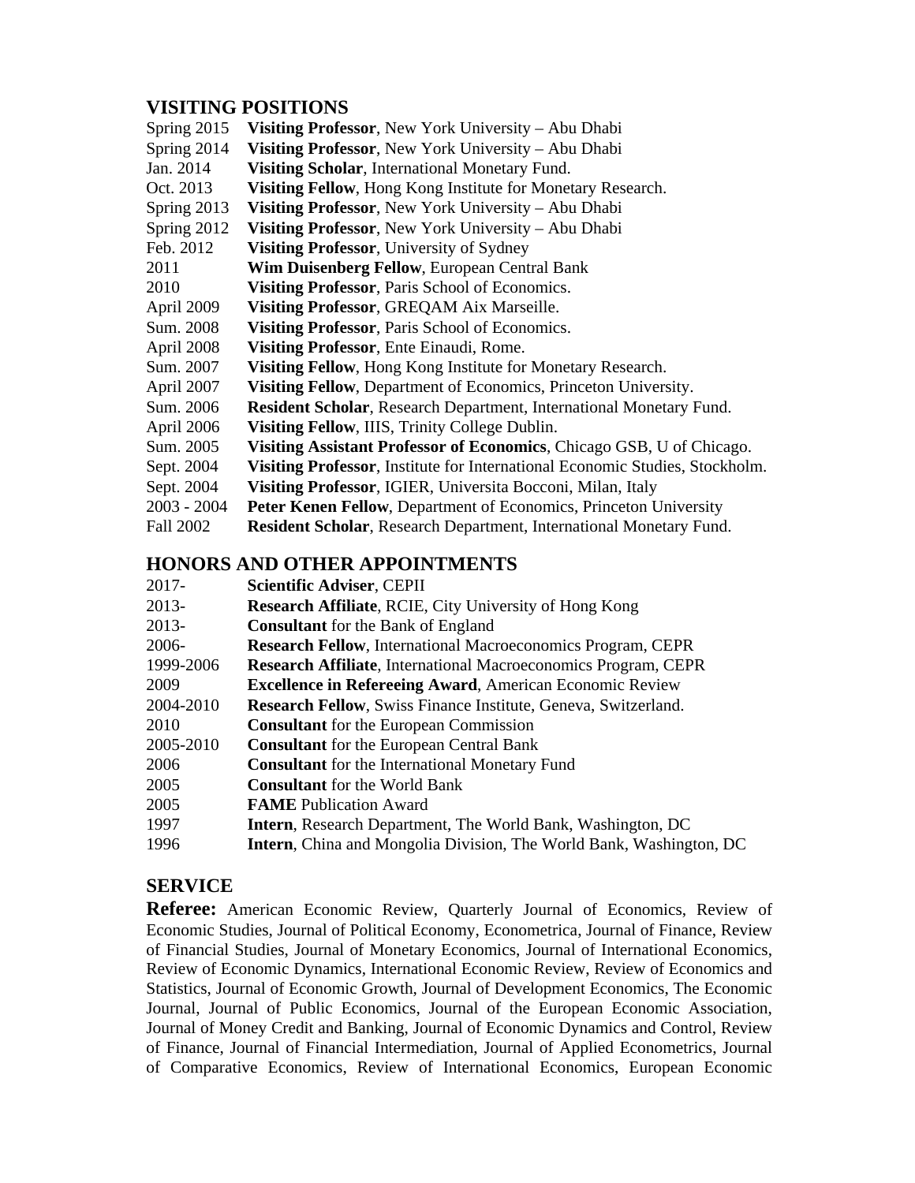## VISITING POSITIONS

| | |
|---|---|
| Spring 2015 | **Visiting Professor**, New York University – Abu Dhabi |
| Spring 2014 | **Visiting Professor**, New York University – Abu Dhabi |
| Jan. 2014 | **Visiting Scholar**, International Monetary Fund. |
| Oct. 2013 | **Visiting Fellow**, Hong Kong Institute for Monetary Research. |
| Spring 2013 | **Visiting Professor**, New York University – Abu Dhabi |
| Spring 2012 | **Visiting Professor**, New York University – Abu Dhabi |
| Feb. 2012 | **Visiting Professor**, University of Sydney |
| 2011 | **Wim Duisenberg Fellow**, European Central Bank |
| 2010 | **Visiting Professor**, Paris School of Economics. |
| April 2009 | **Visiting Professor**, GREQAM Aix Marseille. |
| Sum. 2008 | **Visiting Professor**, Paris School of Economics. |
| April 2008 | **Visiting Professor**, Ente Einaudi, Rome. |
| Sum. 2007 | **Visiting Fellow**, Hong Kong Institute for Monetary Research. |
| April 2007 | **Visiting Fellow**, Department of Economics, Princeton University. |
| Sum. 2006 | **Resident Scholar**, Research Department, International Monetary Fund. |
| April 2006 | **Visiting Fellow**, IIIS, Trinity College Dublin. |
| Sum. 2005 | **Visiting Assistant Professor of Economics**, Chicago GSB, U of Chicago. |
| Sept. 2004 | **Visiting Professor**, Institute for International Economic Studies, Stockholm. |
| Sept. 2004 | **Visiting Professor**, IGIER, Universita Bocconi, Milan, Italy |
| 2003 - 2004 | **Peter Kenen Fellow**, Department of Economics, Princeton University |
| Fall 2002 | **Resident Scholar**, Research Department, International Monetary Fund. |

## HONORS AND OTHER APPOINTMENTS

| | |
|---|---|
| 2017- | **Scientific Adviser**, CEPII |
| 2013- | **Research Affiliate**, RCIE, City University of Hong Kong |
| 2013- | **Consultant** for the Bank of England |
| 2006- | **Research Fellow**, International Macroeconomics Program, CEPR |
| 1999-2006 | **Research Affiliate**, International Macroeconomics Program, CEPR |
| 2009 | **Excellence in Refereeing Award**, American Economic Review |
| 2004-2010 | **Research Fellow**, Swiss Finance Institute, Geneva, Switzerland. |
| 2010 | **Consultant** for the European Commission |
| 2005-2010 | **Consultant** for the European Central Bank |
| 2006 | **Consultant** for the International Monetary Fund |
| 2005 | **Consultant** for the World Bank |
| 2005 | **FAME** Publication Award |
| 1997 | **Intern**, Research Department, The World Bank, Washington, DC |
| 1996 | **Intern**, China and Mongolia Division, The World Bank, Washington, DC |

## SERVICE

**Referee:** American Economic Review, Quarterly Journal of Economics, Review of Economic Studies, Journal of Political Economy, Econometrica, Journal of Finance, Review of Financial Studies, Journal of Monetary Economics, Journal of International Economics, Review of Economic Dynamics, International Economic Review, Review of Economics and Statistics, Journal of Economic Growth, Journal of Development Economics, The Economic Journal, Journal of Public Economics, Journal of the European Economic Association, Journal of Money Credit and Banking, Journal of Economic Dynamics and Control, Review of Finance, Journal of Financial Intermediation, Journal of Applied Econometrics, Journal of Comparative Economics, Review of International Economics, European Economic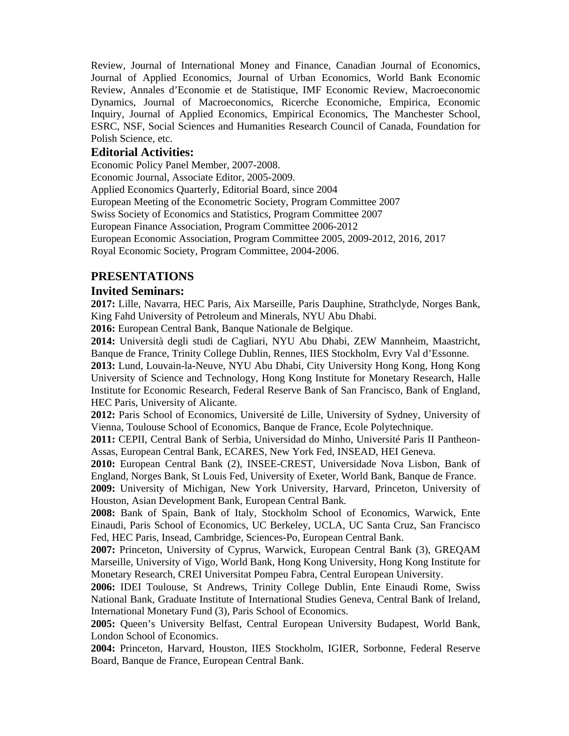Review, Journal of International Money and Finance, Canadian Journal of Economics, Journal of Applied Economics, Journal of Urban Economics, World Bank Economic Review, Annales d'Economie et de Statistique, IMF Economic Review, Macroeconomic Dynamics, Journal of Macroeconomics, Ricerche Economiche, Empirica, Economic Inquiry, Journal of Applied Economics, Empirical Economics, The Manchester School, ESRC, NSF, Social Sciences and Humanities Research Council of Canada, Foundation for Polish Science, etc.

### Editorial Activities:

Economic Policy Panel Member, 2007-2008.
Economic Journal, Associate Editor, 2005-2009.
Applied Economics Quarterly, Editorial Board, since 2004
European Meeting of the Econometric Society, Program Committee 2007
Swiss Society of Economics and Statistics, Program Committee 2007
European Finance Association, Program Committee 2006-2012
European Economic Association, Program Committee 2005, 2009-2012, 2016, 2017
Royal Economic Society, Program Committee, 2004-2006.

## PRESENTATIONS

### Invited Seminars:

**2017:** Lille, Navarra, HEC Paris, Aix Marseille, Paris Dauphine, Strathclyde, Norges Bank, King Fahd University of Petroleum and Minerals, NYU Abu Dhabi.
**2016:** European Central Bank, Banque Nationale de Belgique.
**2014:** Università degli studi de Cagliari, NYU Abu Dhabi, ZEW Mannheim, Maastricht, Banque de France, Trinity College Dublin, Rennes, IIES Stockholm, Evry Val d'Essonne.
**2013:** Lund, Louvain-la-Neuve, NYU Abu Dhabi, City University Hong Kong, Hong Kong University of Science and Technology, Hong Kong Institute for Monetary Research, Halle Institute for Economic Research, Federal Reserve Bank of San Francisco, Bank of England, HEC Paris, University of Alicante.
**2012:** Paris School of Economics, Université de Lille, University of Sydney, University of Vienna, Toulouse School of Economics, Banque de France, Ecole Polytechnique.
**2011:** CEPII, Central Bank of Serbia, Universidad do Minho, Université Paris II Pantheon-Assas, European Central Bank, ECARES, New York Fed, INSEAD, HEI Geneva.
**2010:** European Central Bank (2), INSEE-CREST, Universidade Nova Lisbon, Bank of England, Norges Bank, St Louis Fed, University of Exeter, World Bank, Banque de France.
**2009:** University of Michigan, New York University, Harvard, Princeton, University of Houston, Asian Development Bank, European Central Bank.
**2008:** Bank of Spain, Bank of Italy, Stockholm School of Economics, Warwick, Ente Einaudi, Paris School of Economics, UC Berkeley, UCLA, UC Santa Cruz, San Francisco Fed, HEC Paris, Insead, Cambridge, Sciences-Po, European Central Bank.
**2007:** Princeton, University of Cyprus, Warwick, European Central Bank (3), GREQAM Marseille, University of Vigo, World Bank, Hong Kong University, Hong Kong Institute for Monetary Research, CREI Universitat Pompeu Fabra, Central European University.
**2006:** IDEI Toulouse, St Andrews, Trinity College Dublin, Ente Einaudi Rome, Swiss National Bank, Graduate Institute of International Studies Geneva, Central Bank of Ireland, International Monetary Fund (3), Paris School of Economics.
**2005:** Queen's University Belfast, Central European University Budapest, World Bank, London School of Economics.
**2004:** Princeton, Harvard, Houston, IIES Stockholm, IGIER, Sorbonne, Federal Reserve Board, Banque de France, European Central Bank.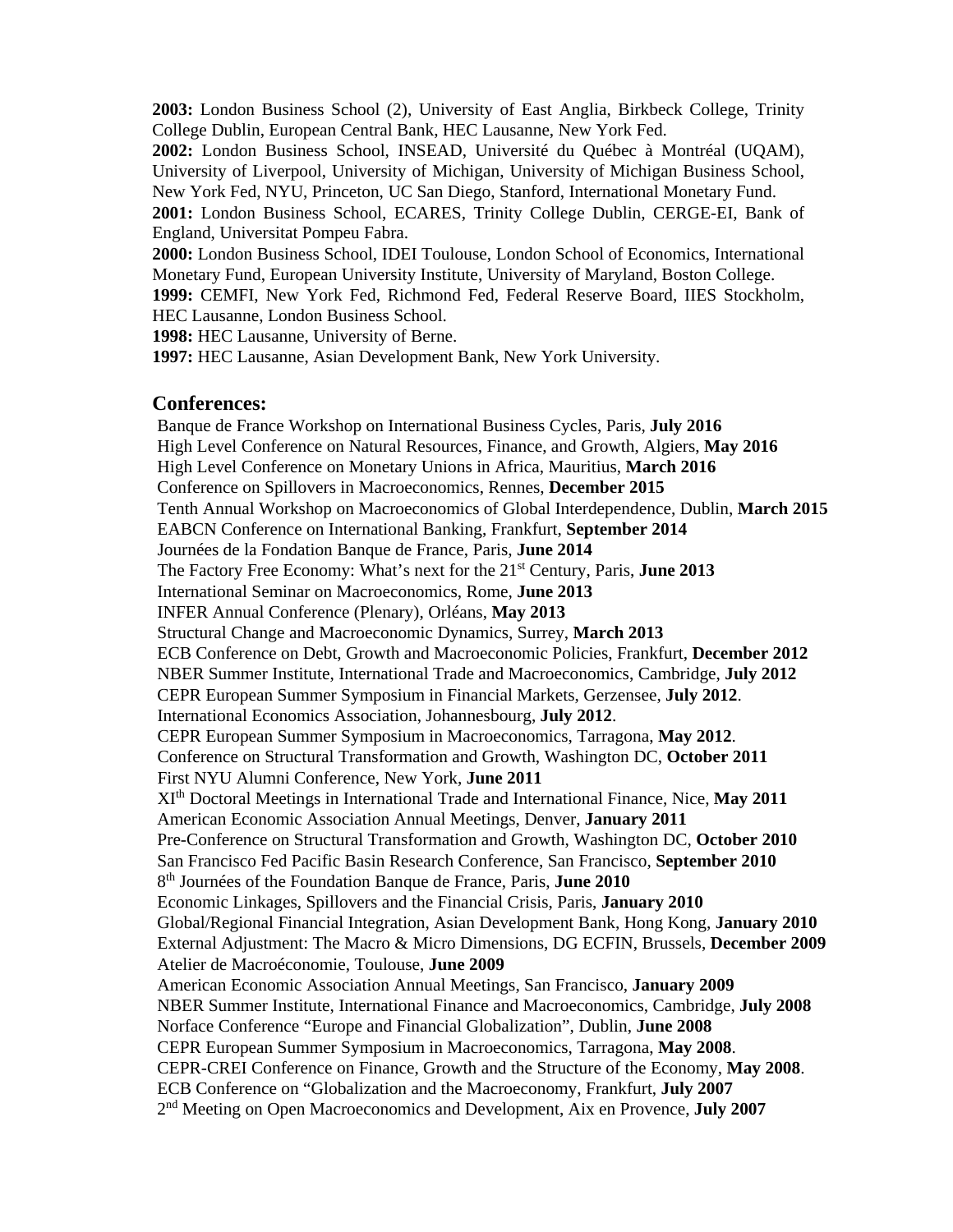**2003:** London Business School (2), University of East Anglia, Birkbeck College, Trinity College Dublin, European Central Bank, HEC Lausanne, New York Fed.
**2002:** London Business School, INSEAD, Université du Québec à Montréal (UQAM), University of Liverpool, University of Michigan, University of Michigan Business School, New York Fed, NYU, Princeton, UC San Diego, Stanford, International Monetary Fund.
**2001:** London Business School, ECARES, Trinity College Dublin, CERGE-EI, Bank of England, Universitat Pompeu Fabra.
**2000:** London Business School, IDEI Toulouse, London School of Economics, International Monetary Fund, European University Institute, University of Maryland, Boston College.
**1999:** CEMFI, New York Fed, Richmond Fed, Federal Reserve Board, IIES Stockholm, HEC Lausanne, London Business School.
**1998:** HEC Lausanne, University of Berne.
**1997:** HEC Lausanne, Asian Development Bank, New York University.

## Conferences:

Banque de France Workshop on International Business Cycles, Paris, **July 2016**
High Level Conference on Natural Resources, Finance, and Growth, Algiers, **May 2016**
High Level Conference on Monetary Unions in Africa, Mauritius, **March 2016**
Conference on Spillovers in Macroeconomics, Rennes, **December 2015**
Tenth Annual Workshop on Macroeconomics of Global Interdependence, Dublin, **March 2015**
EABCN Conference on International Banking, Frankfurt, **September 2014**
Journées de la Fondation Banque de France, Paris, **June 2014**
The Factory Free Economy: What's next for the 21st Century, Paris, **June 2013**
International Seminar on Macroeconomics, Rome, **June 2013**
INFER Annual Conference (Plenary), Orléans, **May 2013**
Structural Change and Macroeconomic Dynamics, Surrey, **March 2013**
ECB Conference on Debt, Growth and Macroeconomic Policies, Frankfurt, **December 2012**
NBER Summer Institute, International Trade and Macroeconomics, Cambridge, **July 2012**
CEPR European Summer Symposium in Financial Markets, Gerzensee, **July 2012**.
International Economics Association, Johannesbourg, **July 2012**.
CEPR European Summer Symposium in Macroeconomics, Tarragona, **May 2012**.
Conference on Structural Transformation and Growth, Washington DC, **October 2011**
First NYU Alumni Conference, New York, **June 2011**
XIth Doctoral Meetings in International Trade and International Finance, Nice, **May 2011**
American Economic Association Annual Meetings, Denver, **January 2011**
Pre-Conference on Structural Transformation and Growth, Washington DC, **October 2010**
San Francisco Fed Pacific Basin Research Conference, San Francisco, **September 2010**
8th Journées of the Foundation Banque de France, Paris, **June 2010**
Economic Linkages, Spillovers and the Financial Crisis, Paris, **January 2010**
Global/Regional Financial Integration, Asian Development Bank, Hong Kong, **January 2010**
External Adjustment: The Macro & Micro Dimensions, DG ECFIN, Brussels, **December 2009**
Atelier de Macroéconomie, Toulouse, **June 2009**
American Economic Association Annual Meetings, San Francisco, **January 2009**
NBER Summer Institute, International Finance and Macroeconomics, Cambridge, **July 2008**
Norface Conference "Europe and Financial Globalization", Dublin, **June 2008**
CEPR European Summer Symposium in Macroeconomics, Tarragona, **May 2008**.
CEPR-CREI Conference on Finance, Growth and the Structure of the Economy, **May 2008**.
ECB Conference on "Globalization and the Macroeconomy, Frankfurt, **July 2007**
2nd Meeting on Open Macroeconomics and Development, Aix en Provence, **July 2007**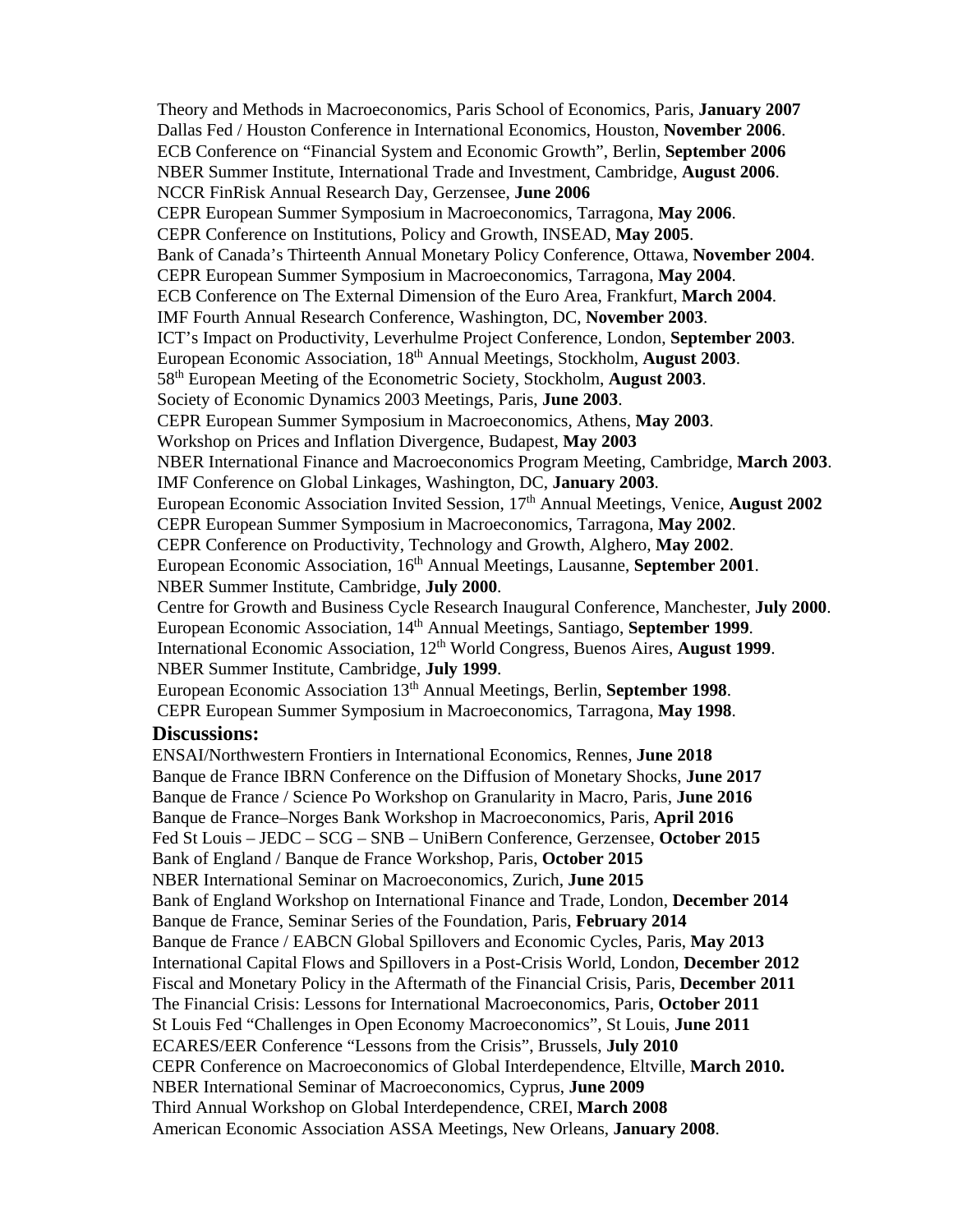Theory and Methods in Macroeconomics, Paris School of Economics, Paris, **January 2007**
Dallas Fed / Houston Conference in International Economics, Houston, **November 2006**.
ECB Conference on “Financial System and Economic Growth”, Berlin, **September 2006**
NBER Summer Institute, International Trade and Investment, Cambridge, **August 2006**.
NCCR FinRisk Annual Research Day, Gerzensee, **June 2006**
CEPR European Summer Symposium in Macroeconomics, Tarragona, **May 2006**.
CEPR Conference on Institutions, Policy and Growth, INSEAD, **May 2005**.
Bank of Canada’s Thirteenth Annual Monetary Policy Conference, Ottawa, **November 2004**.
CEPR European Summer Symposium in Macroeconomics, Tarragona, **May 2004**.
ECB Conference on The External Dimension of the Euro Area, Frankfurt, **March 2004**.
IMF Fourth Annual Research Conference, Washington, DC, **November 2003**.
ICT’s Impact on Productivity, Leverhulme Project Conference, London, **September 2003**.
European Economic Association, 18th Annual Meetings, Stockholm, **August 2003**.
58th European Meeting of the Econometric Society, Stockholm, **August 2003**.
Society of Economic Dynamics 2003 Meetings, Paris, **June 2003**.
CEPR European Summer Symposium in Macroeconomics, Athens, **May 2003**.
Workshop on Prices and Inflation Divergence, Budapest, **May 2003**
NBER International Finance and Macroeconomics Program Meeting, Cambridge, **March 2003**.
IMF Conference on Global Linkages, Washington, DC, **January 2003**.
European Economic Association Invited Session, 17th Annual Meetings, Venice, **August 2002**
CEPR European Summer Symposium in Macroeconomics, Tarragona, **May 2002**.
CEPR Conference on Productivity, Technology and Growth, Alghero, **May 2002**.
European Economic Association, 16th Annual Meetings, Lausanne, **September 2001**.
NBER Summer Institute, Cambridge, **July 2000**.
Centre for Growth and Business Cycle Research Inaugural Conference, Manchester, **July 2000**.
European Economic Association, 14th Annual Meetings, Santiago, **September 1999**.
International Economic Association, 12th World Congress, Buenos Aires, **August 1999**.
NBER Summer Institute, Cambridge, **July 1999**.
European Economic Association 13th Annual Meetings, Berlin, **September 1998**.
CEPR European Summer Symposium in Macroeconomics, Tarragona, **May 1998**.

### Discussions:

ENSAI/Northwestern Frontiers in International Economics, Rennes, **June 2018**
Banque de France IBRN Conference on the Diffusion of Monetary Shocks, **June 2017**
Banque de France / Science Po Workshop on Granularity in Macro, Paris, **June 2016**
Banque de France–Norges Bank Workshop in Macroeconomics, Paris, **April 2016**
Fed St Louis – JEDC – SCG – SNB – UniBern Conference, Gerzensee, **October 2015**
Bank of England / Banque de France Workshop, Paris, **October 2015**
NBER International Seminar on Macroeconomics, Zurich, **June 2015**
Bank of England Workshop on International Finance and Trade, London, **December 2014**
Banque de France, Seminar Series of the Foundation, Paris, **February 2014**
Banque de France / EABCN Global Spillovers and Economic Cycles, Paris, **May 2013**
International Capital Flows and Spillovers in a Post-Crisis World, London, **December 2012**
Fiscal and Monetary Policy in the Aftermath of the Financial Crisis, Paris, **December 2011**
The Financial Crisis: Lessons for International Macroeconomics, Paris, **October 2011**
St Louis Fed “Challenges in Open Economy Macroeconomics”, St Louis, **June 2011**
ECARES/EER Conference “Lessons from the Crisis”, Brussels, **July 2010**
CEPR Conference on Macroeconomics of Global Interdependence, Eltville, **March 2010.**
NBER International Seminar of Macroeconomics, Cyprus, **June 2009**
Third Annual Workshop on Global Interdependence, CREI, **March 2008**
American Economic Association ASSA Meetings, New Orleans, **January 2008**.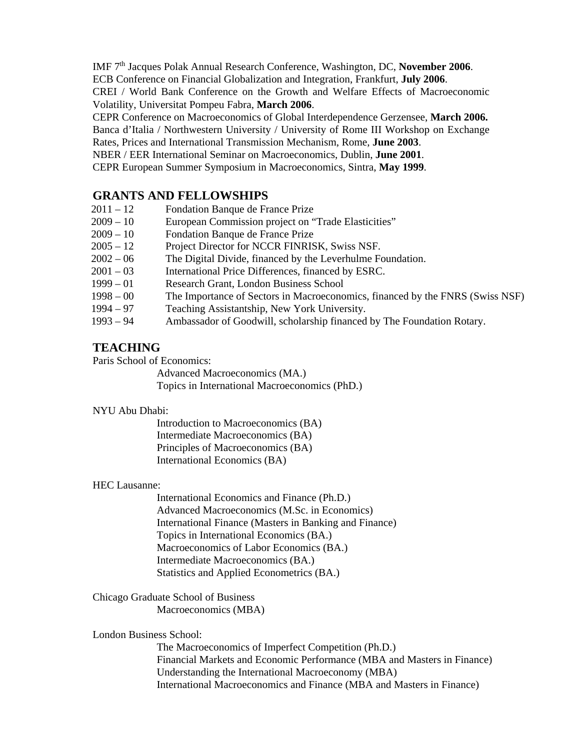IMF 7th Jacques Polak Annual Research Conference, Washington, DC, **November 2006**.
ECB Conference on Financial Globalization and Integration, Frankfurt, **July 2006**.
CREI / World Bank Conference on the Growth and Welfare Effects of Macroeconomic Volatility, Universitat Pompeu Fabra, **March 2006**.
CEPR Conference on Macroeconomics of Global Interdependence Gerzensee, **March 2006.**
Banca d'Italia / Northwestern University / University of Rome III Workshop on Exchange Rates, Prices and International Transmission Mechanism, Rome, **June 2003**.
NBER / EER International Seminar on Macroeconomics, Dublin, **June 2001**.
CEPR European Summer Symposium in Macroeconomics, Sintra, **May 1999**.

## GRANTS AND FELLOWSHIPS

2011 – 12 Fondation Banque de France Prize
2009 – 10 European Commission project on "Trade Elasticities"
2009 – 10 Fondation Banque de France Prize
2005 – 12 Project Director for NCCR FINRISK, Swiss NSF.
2002 – 06 The Digital Divide, financed by the Leverhulme Foundation.
2001 – 03 International Price Differences, financed by ESRC.
1999 – 01 Research Grant, London Business School
1998 – 00 The Importance of Sectors in Macroeconomics, financed by the FNRS (Swiss NSF)
1994 – 97 Teaching Assistantship, New York University.
1993 – 94 Ambassador of Goodwill, scholarship financed by The Foundation Rotary.

## TEACHING

Paris School of Economics:

- Advanced Macroeconomics (MA.)
- Topics in International Macroeconomics (PhD.)

NYU Abu Dhabi:

- Introduction to Macroeconomics (BA)
- Intermediate Macroeconomics (BA)
- Principles of Macroeconomics (BA)
- International Economics (BA)

HEC Lausanne:

- International Economics and Finance (Ph.D.)
- Advanced Macroeconomics (M.Sc. in Economics)
- International Finance (Masters in Banking and Finance)
- Topics in International Economics (BA.)
- Macroeconomics of Labor Economics (BA.)
- Intermediate Macroeconomics (BA.)
- Statistics and Applied Econometrics (BA.)

Chicago Graduate School of Business

- Macroeconomics (MBA)

London Business School:

- The Macroeconomics of Imperfect Competition (Ph.D.)
- Financial Markets and Economic Performance (MBA and Masters in Finance)
- Understanding the International Macroeconomy (MBA)
- International Macroeconomics and Finance (MBA and Masters in Finance)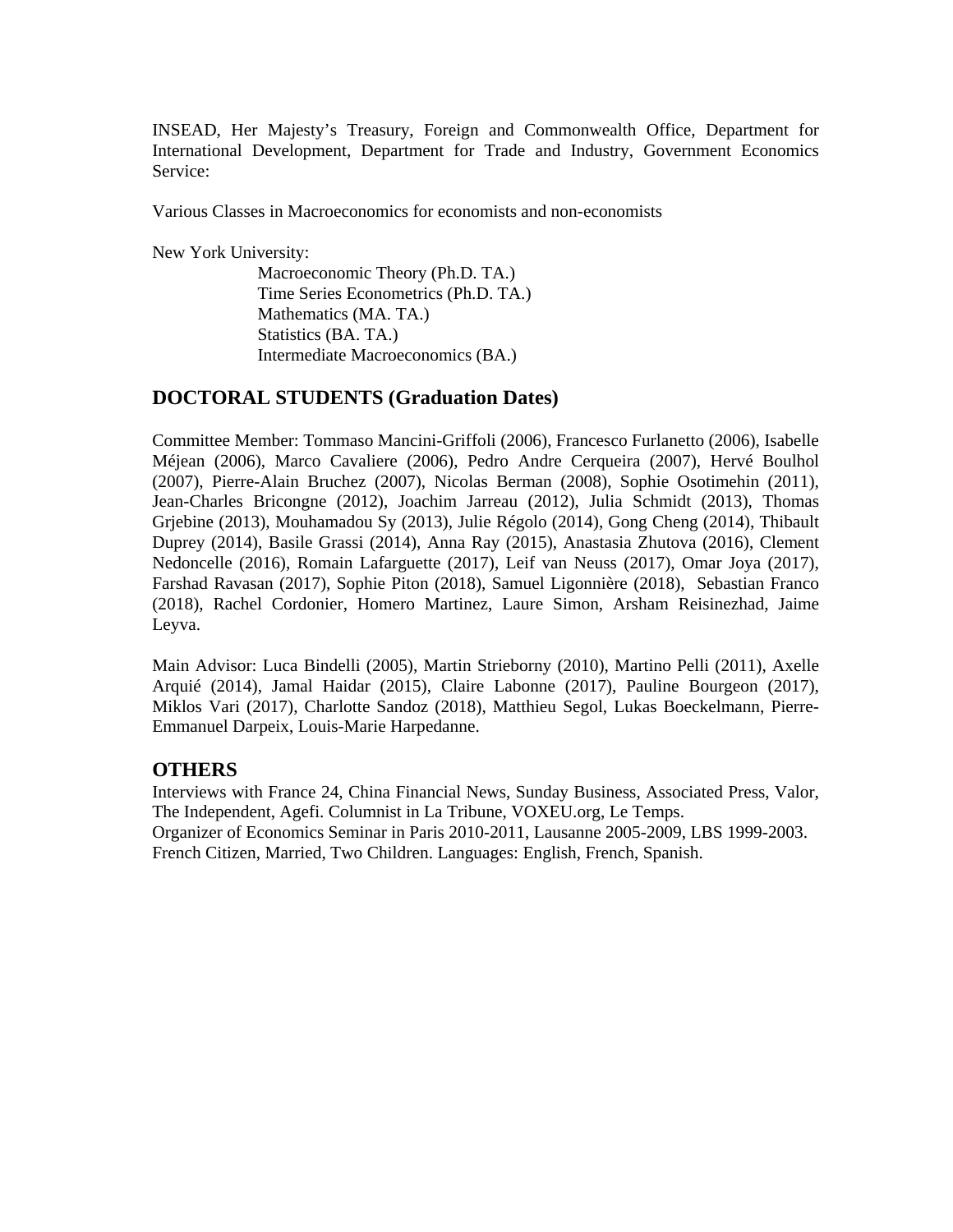INSEAD, Her Majesty's Treasury, Foreign and Commonwealth Office, Department for International Development, Department for Trade and Industry, Government Economics Service:

Various Classes in Macroeconomics for economists and non-economists

New York University:

- Macroeconomic Theory (Ph.D. TA.)
- Time Series Econometrics (Ph.D. TA.)
- Mathematics (MA. TA.)
- Statistics (BA. TA.)
- Intermediate Macroeconomics (BA.)

## DOCTORAL STUDENTS (Graduation Dates)

Committee Member: Tommaso Mancini-Griffoli (2006), Francesco Furlanetto (2006), Isabelle Méjean (2006), Marco Cavaliere (2006), Pedro Andre Cerqueira (2007), Hervé Boulhol (2007), Pierre-Alain Bruchez (2007), Nicolas Berman (2008), Sophie Osotimehin (2011), Jean-Charles Bricongne (2012), Joachim Jarreau (2012), Julia Schmidt (2013), Thomas Grjebine (2013), Mouhamadou Sy (2013), Julie Régolo (2014), Gong Cheng (2014), Thibault Duprey (2014), Basile Grassi (2014), Anna Ray (2015), Anastasia Zhutova (2016), Clement Nedoncelle (2016), Romain Lafarguette (2017), Leif van Neuss (2017), Omar Joya (2017), Farshad Ravasan (2017), Sophie Piton (2018), Samuel Ligonnière (2018), Sebastian Franco (2018), Rachel Cordonier, Homero Martinez, Laure Simon, Arsham Reisinezhad, Jaime Leyva.

Main Advisor: Luca Bindelli (2005), Martin Strieborny (2010), Martino Pelli (2011), Axelle Arquié (2014), Jamal Haidar (2015), Claire Labonne (2017), Pauline Bourgeon (2017), Miklos Vari (2017), Charlotte Sandoz (2018), Matthieu Segol, Lukas Boeckelmann, Pierre-Emmanuel Darpeix, Louis-Marie Harpedanne.

## OTHERS

Interviews with France 24, China Financial News, Sunday Business, Associated Press, Valor, The Independent, Agefi. Columnist in La Tribune, VOXEU.org, Le Temps.
Organizer of Economics Seminar in Paris 2010-2011, Lausanne 2005-2009, LBS 1999-2003.
French Citizen, Married, Two Children. Languages: English, French, Spanish.